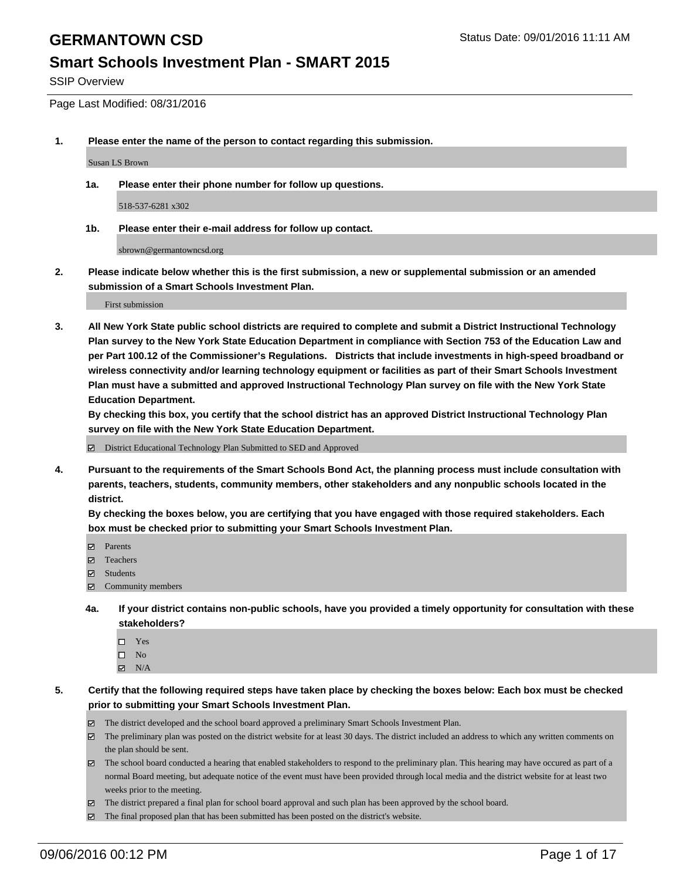# GERMANTOWN CSD

Status Date: 09/01/2016 11:11 AM

## Smart Schools Investment Plan - SMART 2015

SSIP Overview

Page Last Modified: 08/31/2016

**1. Please enter the name of the person to contact regarding this submission.**

Susan LS Brown

**1a. Please enter their phone number for follow up questions.**

518-537-6281 x302

**1b. Please enter their e-mail address for follow up contact.**

sbrown@germantowncsd.org

**2. Please indicate below whether this is the first submission, a new or supplemental submission or an amended submission of a Smart Schools Investment Plan.**

First submission

**3. All New York State public school districts are required to complete and submit a District Instructional Technology Plan survey to the New York State Education Department in compliance with Section 753 of the Education Law and per Part 100.12 of the Commissioner's Regulations. Districts that include investments in high-speed broadband or wireless connectivity and/or learning technology equipment or facilities as part of their Smart Schools Investment Plan must have a submitted and approved Instructional Technology Plan survey on file with the New York State Education Department.**

**By checking this box, you certify that the school district has an approved District Instructional Technology Plan survey on file with the New York State Education Department.**

☑ District Educational Technology Plan Submitted to SED and Approved

**4. Pursuant to the requirements of the Smart Schools Bond Act, the planning process must include consultation with parents, teachers, students, community members, other stakeholders and any nonpublic schools located in the district.**

**By checking the boxes below, you are certifying that you have engaged with those required stakeholders. Each box must be checked prior to submitting your Smart Schools Investment Plan.**

- ☑ Parents
- ☑ Teachers
- ☑ Students
- ☑ Community members

**4a. If your district contains non-public schools, have you provided a timely opportunity for consultation with these stakeholders?**

- ☐ Yes
- ☐ No
- ☑ N/A

**5. Certify that the following required steps have taken place by checking the boxes below: Each box must be checked prior to submitting your Smart Schools Investment Plan.**

- ☑ The district developed and the school board approved a preliminary Smart Schools Investment Plan.
- ☑ The preliminary plan was posted on the district website for at least 30 days. The district included an address to which any written comments on the plan should be sent.
- ☑ The school board conducted a hearing that enabled stakeholders to respond to the preliminary plan. This hearing may have occured as part of a normal Board meeting, but adequate notice of the event must have been provided through local media and the district website for at least two weeks prior to the meeting.
- ☑ The district prepared a final plan for school board approval and such plan has been approved by the school board.
- ☑ The final proposed plan that has been submitted has been posted on the district's website.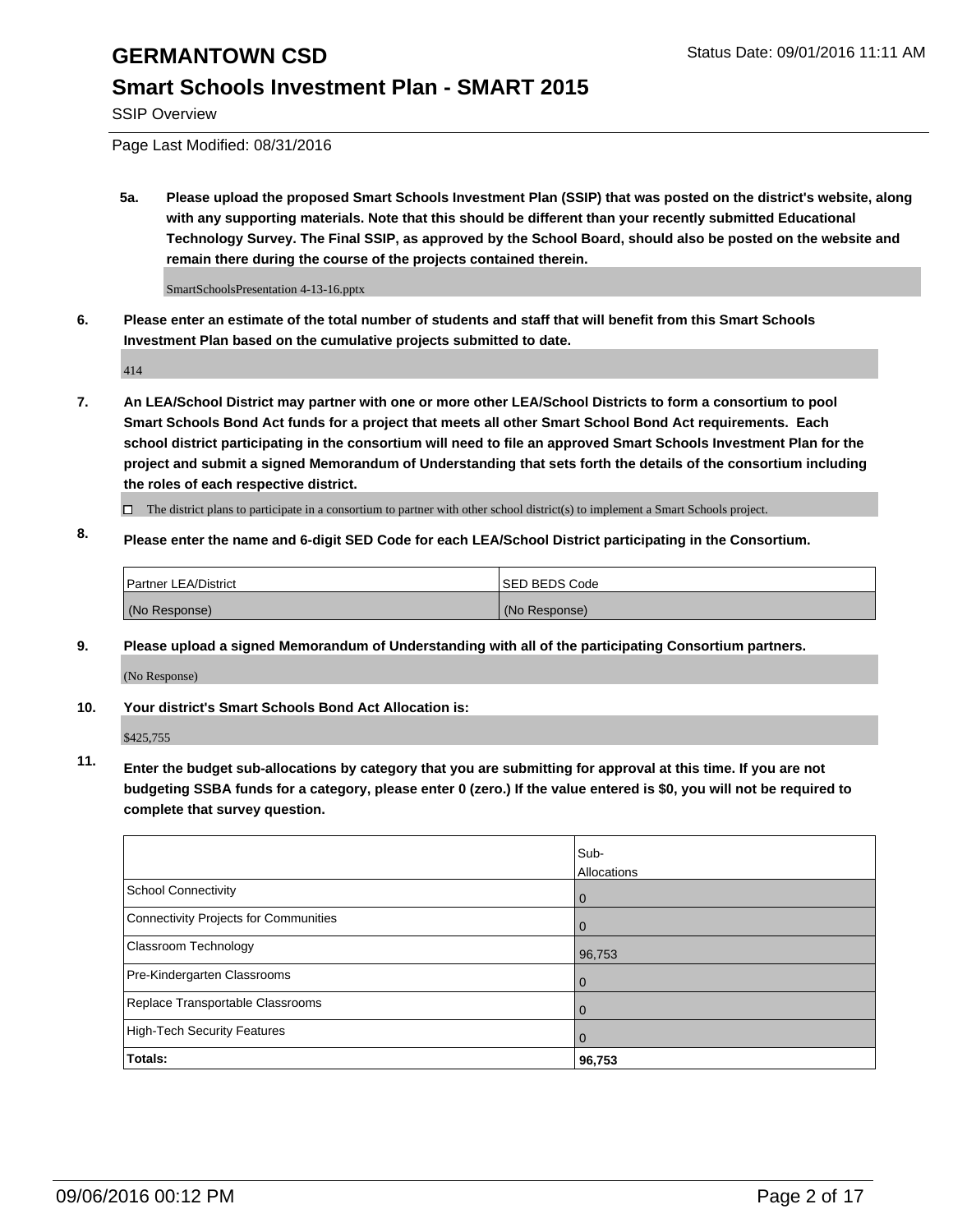# GERMANTOWN CSD

Status Date: 09/01/2016 11:11 AM

## Smart Schools Investment Plan - SMART 2015

SSIP Overview

Page Last Modified: 08/31/2016

**5a. Please upload the proposed Smart Schools Investment Plan (SSIP) that was posted on the district's website, along with any supporting materials. Note that this should be different than your recently submitted Educational Technology Survey. The Final SSIP, as approved by the School Board, should also be posted on the website and remain there during the course of the projects contained therein.**

SmartSchoolsPresentation 4-13-16.pptx

**6. Please enter an estimate of the total number of students and staff that will benefit from this Smart Schools Investment Plan based on the cumulative projects submitted to date.**

414

**7. An LEA/School District may partner with one or more other LEA/School Districts to form a consortium to pool Smart Schools Bond Act funds for a project that meets all other Smart School Bond Act requirements. Each school district participating in the consortium will need to file an approved Smart Schools Investment Plan for the project and submit a signed Memorandum of Understanding that sets forth the details of the consortium including the roles of each respective district.**

☐ The district plans to participate in a consortium to partner with other school district(s) to implement a Smart Schools project.

**8. Please enter the name and 6-digit SED Code for each LEA/School District participating in the Consortium.**

| Partner LEA/District | SED BEDS Code |
|---|---|
| (No Response) | (No Response) |

**9. Please upload a signed Memorandum of Understanding with all of the participating Consortium partners.**

(No Response)

**10. Your district's Smart Schools Bond Act Allocation is:**

$425,755

**11. Enter the budget sub-allocations by category that you are submitting for approval at this time. If you are not budgeting SSBA funds for a category, please enter 0 (zero.) If the value entered is $0, you will not be required to complete that survey question.**

| | Sub-Allocations |
|---|---|
| School Connectivity | 0 |
| Connectivity Projects for Communities | 0 |
| Classroom Technology | 96,753 |
| Pre-Kindergarten Classrooms | 0 |
| Replace Transportable Classrooms | 0 |
| High-Tech Security Features | 0 |
| **Totals:** | **96,753** |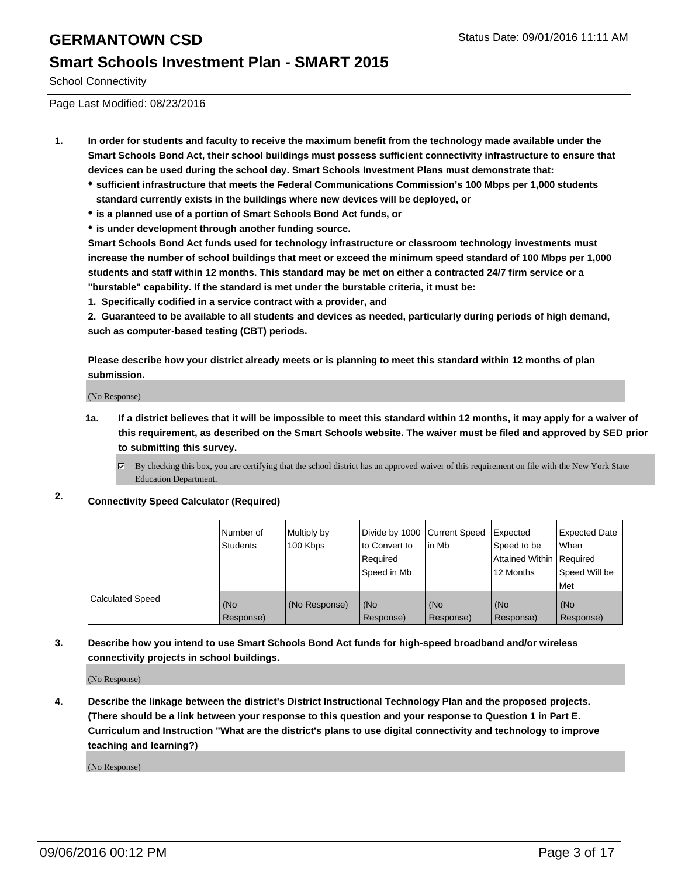# GERMANTOWN CSD

Status Date: 09/01/2016 11:11 AM

## Smart Schools Investment Plan - SMART 2015

School Connectivity

Page Last Modified: 08/23/2016

1. **In order for students and faculty to receive the maximum benefit from the technology made available under the Smart Schools Bond Act, their school buildings must possess sufficient connectivity infrastructure to ensure that devices can be used during the school day. Smart Schools Investment Plans must demonstrate that:**
   - **sufficient infrastructure that meets the Federal Communications Commission's 100 Mbps per 1,000 students standard currently exists in the buildings where new devices will be deployed, or**
   - **is a planned use of a portion of Smart Schools Bond Act funds, or**
   - **is under development through another funding source.**

   **Smart Schools Bond Act funds used for technology infrastructure or classroom technology investments must increase the number of school buildings that meet or exceed the minimum speed standard of 100 Mbps per 1,000 students and staff within 12 months. This standard may be met on either a contracted 24/7 firm service or a "burstable" capability. If the standard is met under the burstable criteria, it must be:**

   **1. Specifically codified in a service contract with a provider, and**

   **2. Guaranteed to be available to all students and devices as needed, particularly during periods of high demand, such as computer-based testing (CBT) periods.**

   **Please describe how your district already meets or is planning to meet this standard within 12 months of plan submission.**

   (No Response)

   **1a. If a district believes that it will be impossible to meet this standard within 12 months, it may apply for a waiver of this requirement, as described on the Smart Schools website. The waiver must be filed and approved by SED prior to submitting this survey.**

   ☑ By checking this box, you are certifying that the school district has an approved waiver of this requirement on file with the New York State Education Department.

2. **Connectivity Speed Calculator (Required)**

| | Number of Students | Multiply by 100 Kbps | Divide by 1000 to Convert to Required Speed in Mb | Current Speed in Mb | Expected Speed to be Attained Within 12 Months | Expected Date When Required Speed Will be Met |
|---|---|---|---|---|---|---|
| Calculated Speed | (No Response) | (No Response) | (No Response) | (No Response) | (No Response) | (No Response) |

3. **Describe how you intend to use Smart Schools Bond Act funds for high-speed broadband and/or wireless connectivity projects in school buildings.**

   (No Response)

4. **Describe the linkage between the district's District Instructional Technology Plan and the proposed projects. (There should be a link between your response to this question and your response to Question 1 in Part E. Curriculum and Instruction "What are the district's plans to use digital connectivity and technology to improve teaching and learning?)**

   (No Response)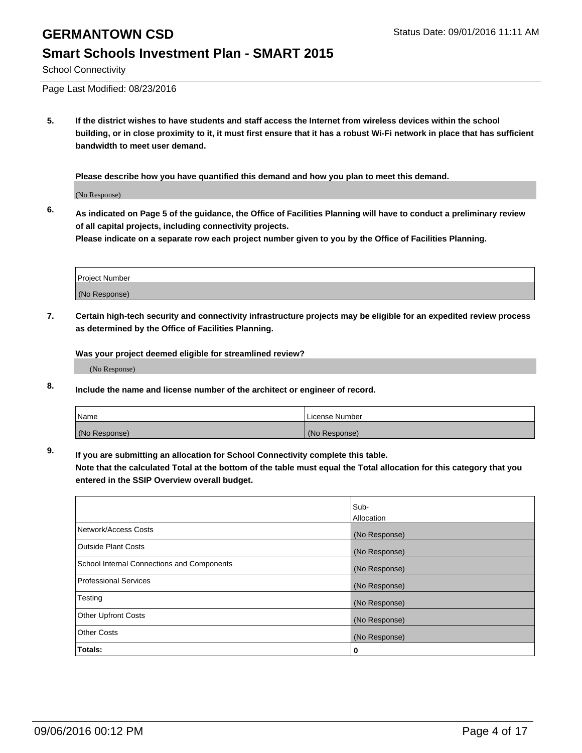# GERMANTOWN CSD

Status Date: 09/01/2016 11:11 AM

## Smart Schools Investment Plan - SMART 2015

School Connectivity

Page Last Modified: 08/23/2016

**5. If the district wishes to have students and staff access the Internet from wireless devices within the school building, or in close proximity to it, it must first ensure that it has a robust Wi-Fi network in place that has sufficient bandwidth to meet user demand.**

**Please describe how you have quantified this demand and how you plan to meet this demand.**

(No Response)

**6. As indicated on Page 5 of the guidance, the Office of Facilities Planning will have to conduct a preliminary review of all capital projects, including connectivity projects.**
**Please indicate on a separate row each project number given to you by the Office of Facilities Planning.**

| Project Number |
|---|
| (No Response) |

**7. Certain high-tech security and connectivity infrastructure projects may be eligible for an expedited review process as determined by the Office of Facilities Planning.**

**Was your project deemed eligible for streamlined review?**

(No Response)

**8. Include the name and license number of the architect or engineer of record.**

| Name | License Number |
|---|---|
| (No Response) | (No Response) |

**9. If you are submitting an allocation for School Connectivity complete this table.**
**Note that the calculated Total at the bottom of the table must equal the Total allocation for this category that you entered in the SSIP Overview overall budget.**

| | Sub-Allocation |
|---|---|
| Network/Access Costs | (No Response) |
| Outside Plant Costs | (No Response) |
| School Internal Connections and Components | (No Response) |
| Professional Services | (No Response) |
| Testing | (No Response) |
| Other Upfront Costs | (No Response) |
| Other Costs | (No Response) |
| **Totals:** | **0** |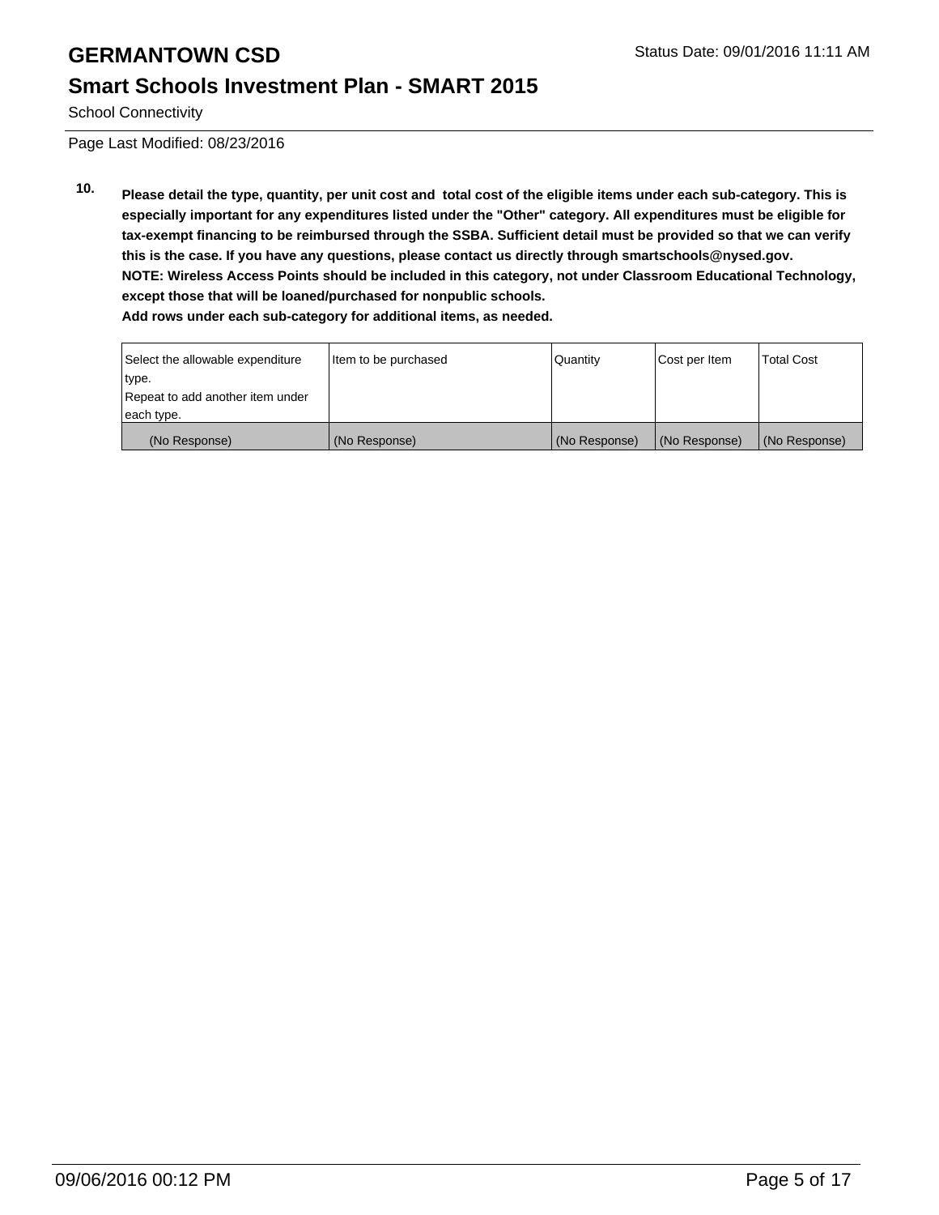# GERMANTOWN CSD

Status Date: 09/01/2016 11:11 AM

## Smart Schools Investment Plan - SMART 2015

School Connectivity

Page Last Modified: 08/23/2016

**10. Please detail the type, quantity, per unit cost and total cost of the eligible items under each sub-category. This is especially important for any expenditures listed under the "Other" category. All expenditures must be eligible for tax-exempt financing to be reimbursed through the SSBA. Sufficient detail must be provided so that we can verify this is the case. If you have any questions, please contact us directly through smartschools@nysed.gov.**
**NOTE: Wireless Access Points should be included in this category, not under Classroom Educational Technology, except those that will be loaned/purchased for nonpublic schools.**
**Add rows under each sub-category for additional items, as needed.**

| Select the allowable expenditure type. Repeat to add another item under each type. | Item to be purchased | Quantity | Cost per Item | Total Cost |
|---|---|---|---|---|
| (No Response) | (No Response) | (No Response) | (No Response) | (No Response) |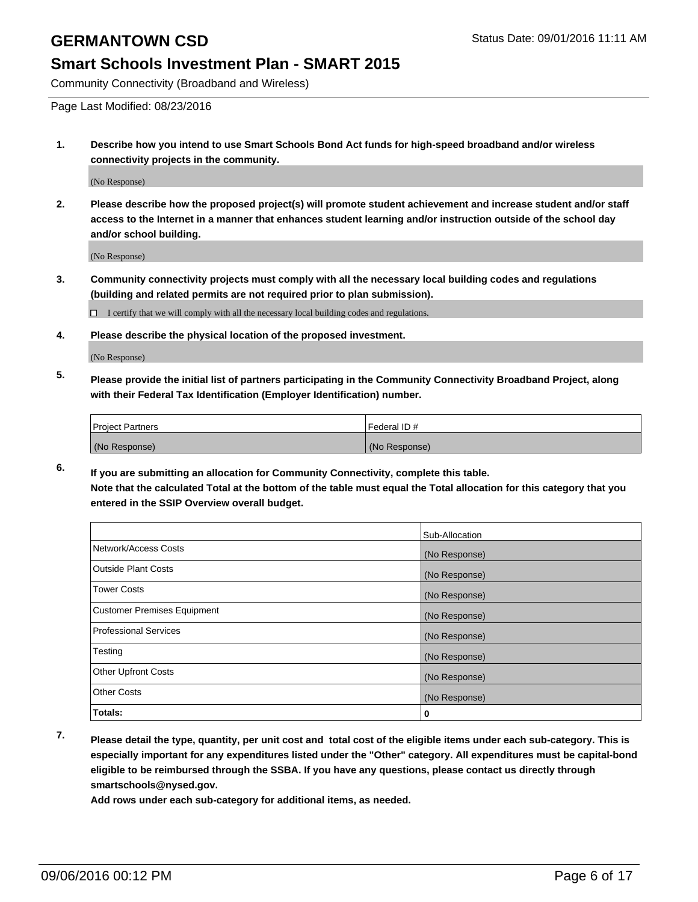Community Connectivity (Broadband and Wireless)

Page Last Modified: 08/23/2016

**1. Describe how you intend to use Smart Schools Bond Act funds for high-speed broadband and/or wireless connectivity projects in the community.**

(No Response)

**2. Please describe how the proposed project(s) will promote student achievement and increase student and/or staff access to the Internet in a manner that enhances student learning and/or instruction outside of the school day and/or school building.**

(No Response)

**3. Community connectivity projects must comply with all the necessary local building codes and regulations (building and related permits are not required prior to plan submission).**

☐ I certify that we will comply with all the necessary local building codes and regulations.

**4. Please describe the physical location of the proposed investment.**

(No Response)

**5. Please provide the initial list of partners participating in the Community Connectivity Broadband Project, along with their Federal Tax Identification (Employer Identification) number.**

| Project Partners | Federal ID # |
|---|---|
| (No Response) | (No Response) |

**6. If you are submitting an allocation for Community Connectivity, complete this table.**
**Note that the calculated Total at the bottom of the table must equal the Total allocation for this category that you entered in the SSIP Overview overall budget.**

| | Sub-Allocation |
|---|---|
| Network/Access Costs | (No Response) |
| Outside Plant Costs | (No Response) |
| Tower Costs | (No Response) |
| Customer Premises Equipment | (No Response) |
| Professional Services | (No Response) |
| Testing | (No Response) |
| Other Upfront Costs | (No Response) |
| Other Costs | (No Response) |
| **Totals:** | **0** |

**7. Please detail the type, quantity, per unit cost and total cost of the eligible items under each sub-category. This is especially important for any expenditures listed under the "Other" category. All expenditures must be capital-bond eligible to be reimbursed through the SSBA. If you have any questions, please contact us directly through smartschools@nysed.gov.**
**Add rows under each sub-category for additional items, as needed.**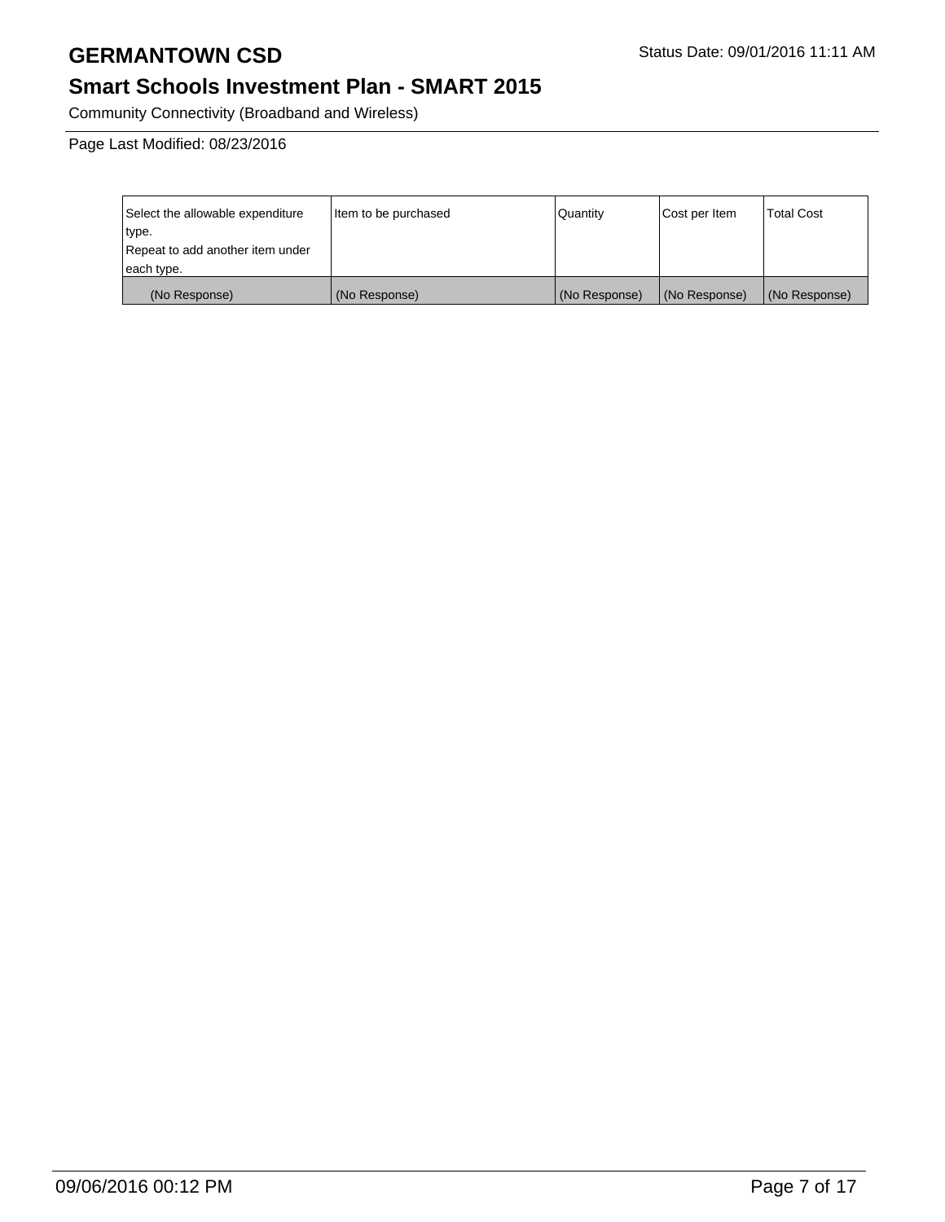# GERMANTOWN CSD

## Smart Schools Investment Plan - SMART 2015

Community Connectivity (Broadband and Wireless)

Page Last Modified: 08/23/2016

| Select the allowable expenditure type.<br>Repeat to add another item under each type. | Item to be purchased | Quantity | Cost per Item | Total Cost |
|---|---|---|---|---|
| (No Response) | (No Response) | (No Response) | (No Response) | (No Response) |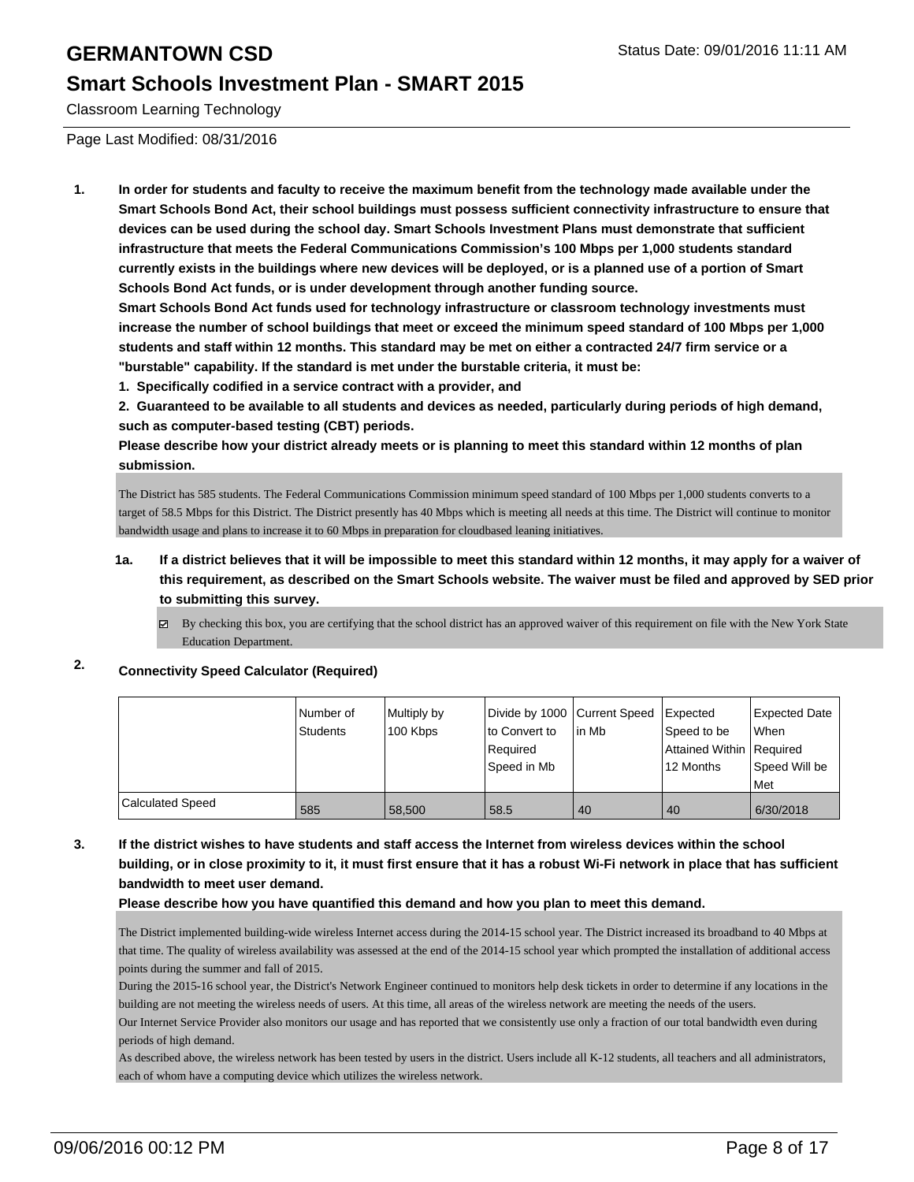# GERMANTOWN CSD

## Smart Schools Investment Plan - SMART 2015

Classroom Learning Technology

Page Last Modified: 08/31/2016

1. **In order for students and faculty to receive the maximum benefit from the technology made available under the Smart Schools Bond Act, their school buildings must possess sufficient connectivity infrastructure to ensure that devices can be used during the school day. Smart Schools Investment Plans must demonstrate that sufficient infrastructure that meets the Federal Communications Commission's 100 Mbps per 1,000 students standard currently exists in the buildings where new devices will be deployed, or is a planned use of a portion of Smart Schools Bond Act funds, or is under development through another funding source.**
   **Smart Schools Bond Act funds used for technology infrastructure or classroom technology investments must increase the number of school buildings that meet or exceed the minimum speed standard of 100 Mbps per 1,000 students and staff within 12 months. This standard may be met on either a contracted 24/7 firm service or a "burstable" capability. If the standard is met under the burstable criteria, it must be:**
   **1. Specifically codified in a service contract with a provider, and**
   **2. Guaranteed to be available to all students and devices as needed, particularly during periods of high demand, such as computer-based testing (CBT) periods.**
   **Please describe how your district already meets or is planning to meet this standard within 12 months of plan submission.**

   The District has 585 students. The Federal Communications Commission minimum speed standard of 100 Mbps per 1,000 students converts to a target of 58.5 Mbps for this District. The District presently has 40 Mbps which is meeting all needs at this time. The District will continue to monitor bandwidth usage and plans to increase it to 60 Mbps in preparation for cloudbased leaning initiatives.

   **1a. If a district believes that it will be impossible to meet this standard within 12 months, it may apply for a waiver of this requirement, as described on the Smart Schools website. The waiver must be filed and approved by SED prior to submitting this survey.**

   - [x] By checking this box, you are certifying that the school district has an approved waiver of this requirement on file with the New York State Education Department.

2. **Connectivity Speed Calculator (Required)**

| | Number of Students | Multiply by 100 Kbps | Divide by 1000 to Convert to Required Speed in Mb | Current Speed in Mb | Expected Speed to be Attained Within 12 Months | Expected Date When Required Speed Will be Met |
|---|---|---|---|---|---|---|
| Calculated Speed | 585 | 58,500 | 58.5 | 40 | 40 | 6/30/2018 |

3. **If the district wishes to have students and staff access the Internet from wireless devices within the school building, or in close proximity to it, it must first ensure that it has a robust Wi-Fi network in place that has sufficient bandwidth to meet user demand.**
   **Please describe how you have quantified this demand and how you plan to meet this demand.**

   The District implemented building-wide wireless Internet access during the 2014-15 school year. The District increased its broadband to 40 Mbps at that time. The quality of wireless availability was assessed at the end of the 2014-15 school year which prompted the installation of additional access points during the summer and fall of 2015.
   During the 2015-16 school year, the District's Network Engineer continued to monitors help desk tickets in order to determine if any locations in the building are not meeting the wireless needs of users. At this time, all areas of the wireless network are meeting the needs of the users.
   Our Internet Service Provider also monitors our usage and has reported that we consistently use only a fraction of our total bandwidth even during periods of high demand.
   As described above, the wireless network has been tested by users in the district. Users include all K-12 students, all teachers and all administrators, each of whom have a computing device which utilizes the wireless network.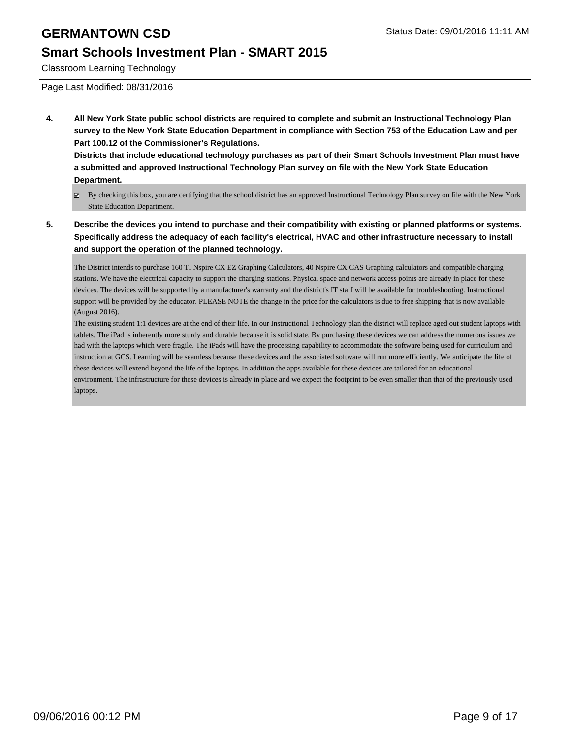# GERMANTOWN CSD

## Smart Schools Investment Plan - SMART 2015

Classroom Learning Technology

Page Last Modified: 08/31/2016

**4. All New York State public school districts are required to complete and submit an Instructional Technology Plan survey to the New York State Education Department in compliance with Section 753 of the Education Law and per Part 100.12 of the Commissioner's Regulations.**
**Districts that include educational technology purchases as part of their Smart Schools Investment Plan must have a submitted and approved Instructional Technology Plan survey on file with the New York State Education Department.**

☑ By checking this box, you are certifying that the school district has an approved Instructional Technology Plan survey on file with the New York State Education Department.

**5. Describe the devices you intend to purchase and their compatibility with existing or planned platforms or systems. Specifically address the adequacy of each facility's electrical, HVAC and other infrastructure necessary to install and support the operation of the planned technology.**

The District intends to purchase 160 TI Nspire CX EZ Graphing Calculators, 40 Nspire CX CAS Graphing calculators and compatible charging stations. We have the electrical capacity to support the charging stations. Physical space and network access points are already in place for these devices. The devices will be supported by a manufacturer's warranty and the district's IT staff will be available for troubleshooting. Instructional support will be provided by the educator. PLEASE NOTE the change in the price for the calculators is due to free shipping that is now available (August 2016).
The existing student 1:1 devices are at the end of their life. In our Instructional Technology plan the district will replace aged out student laptops with tablets. The iPad is inherently more sturdy and durable because it is solid state. By purchasing these devices we can address the numerous issues we had with the laptops which were fragile. The iPads will have the processing capability to accommodate the software being used for curriculum and instruction at GCS. Learning will be seamless because these devices and the associated software will run more efficiently. We anticipate the life of these devices will extend beyond the life of the laptops. In addition the apps available for these devices are tailored for an educational environment. The infrastructure for these devices is already in place and we expect the footprint to be even smaller than that of the previously used laptops.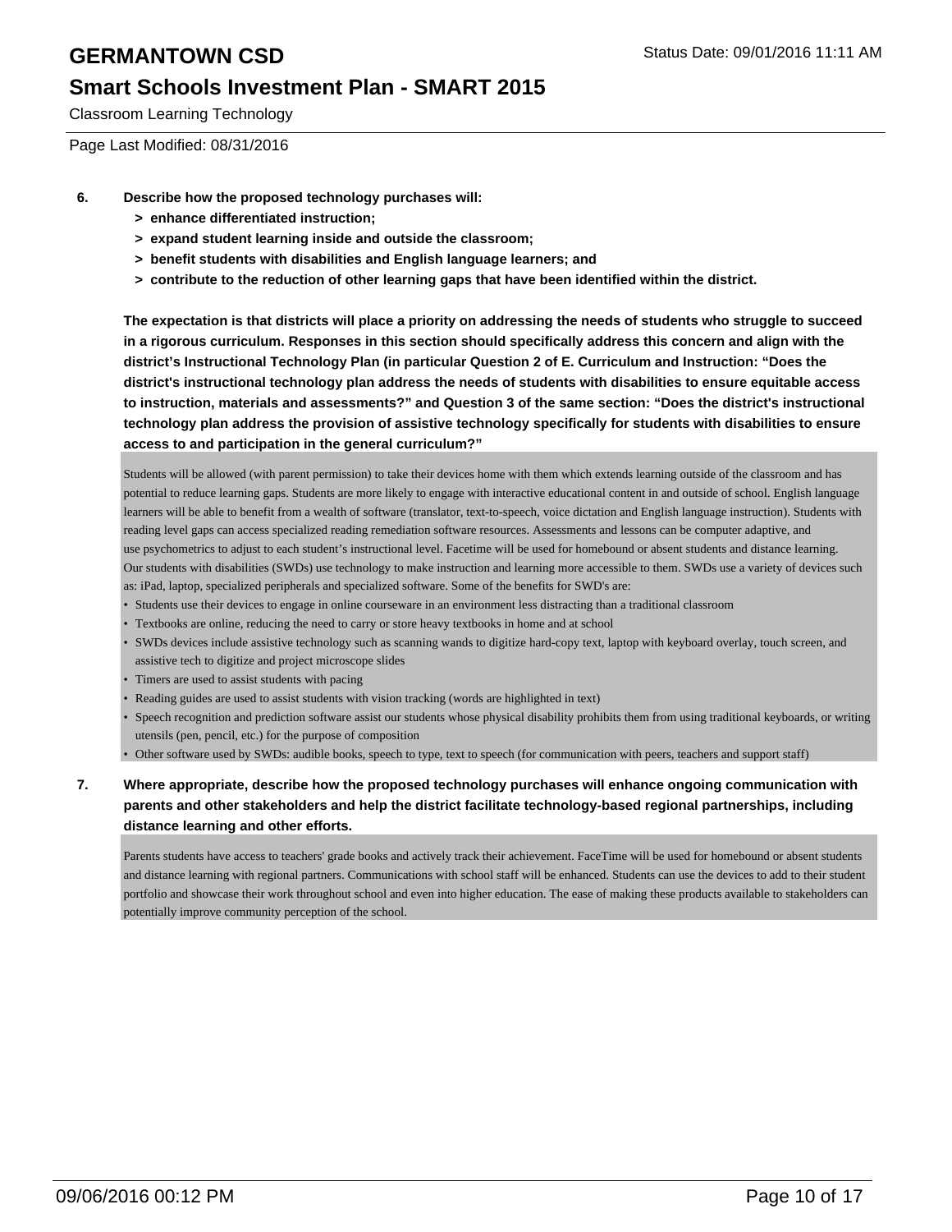6. **Describe how the proposed technology purchases will:**
   - **> enhance differentiated instruction;**
   - **> expand student learning inside and outside the classroom;**
   - **> benefit students with disabilities and English language learners; and**
   - **> contribute to the reduction of other learning gaps that have been identified within the district.**

   **The expectation is that districts will place a priority on addressing the needs of students who struggle to succeed in a rigorous curriculum. Responses in this section should specifically address this concern and align with the district's Instructional Technology Plan (in particular Question 2 of E. Curriculum and Instruction: "Does the district's instructional technology plan address the needs of students with disabilities to ensure equitable access to instruction, materials and assessments?" and Question 3 of the same section: "Does the district's instructional technology plan address the provision of assistive technology specifically for students with disabilities to ensure access to and participation in the general curriculum?"**

   Students will be allowed (with parent permission) to take their devices home with them which extends learning outside of the classroom and has potential to reduce learning gaps. Students are more likely to engage with interactive educational content in and outside of school. English language learners will be able to benefit from a wealth of software (translator, text-to-speech, voice dictation and English language instruction). Students with reading level gaps can access specialized reading remediation software resources. Assessments and lessons can be computer adaptive, and use psychometrics to adjust to each student's instructional level. Facetime will be used for homebound or absent students and distance learning.
   Our students with disabilities (SWDs) use technology to make instruction and learning more accessible to them. SWDs use a variety of devices such as: iPad, laptop, specialized peripherals and specialized software. Some of the benefits for SWD's are:

   - Students use their devices to engage in online courseware in an environment less distracting than a traditional classroom
   - Textbooks are online, reducing the need to carry or store heavy textbooks in home and at school
   - SWDs devices include assistive technology such as scanning wands to digitize hard-copy text, laptop with keyboard overlay, touch screen, and assistive tech to digitize and project microscope slides
   - Timers are used to assist students with pacing
   - Reading guides are used to assist students with vision tracking (words are highlighted in text)
   - Speech recognition and prediction software assist our students whose physical disability prohibits them from using traditional keyboards, or writing utensils (pen, pencil, etc.) for the purpose of composition
   - Other software used by SWDs: audible books, speech to type, text to speech (for communication with peers, teachers and support staff)

7. **Where appropriate, describe how the proposed technology purchases will enhance ongoing communication with parents and other stakeholders and help the district facilitate technology-based regional partnerships, including distance learning and other efforts.**

   Parents students have access to teachers' grade books and actively track their achievement. FaceTime will be used for homebound or absent students and distance learning with regional partners. Communications with school staff will be enhanced. Students can use the devices to add to their student portfolio and showcase their work throughout school and even into higher education. The ease of making these products available to stakeholders can potentially improve community perception of the school.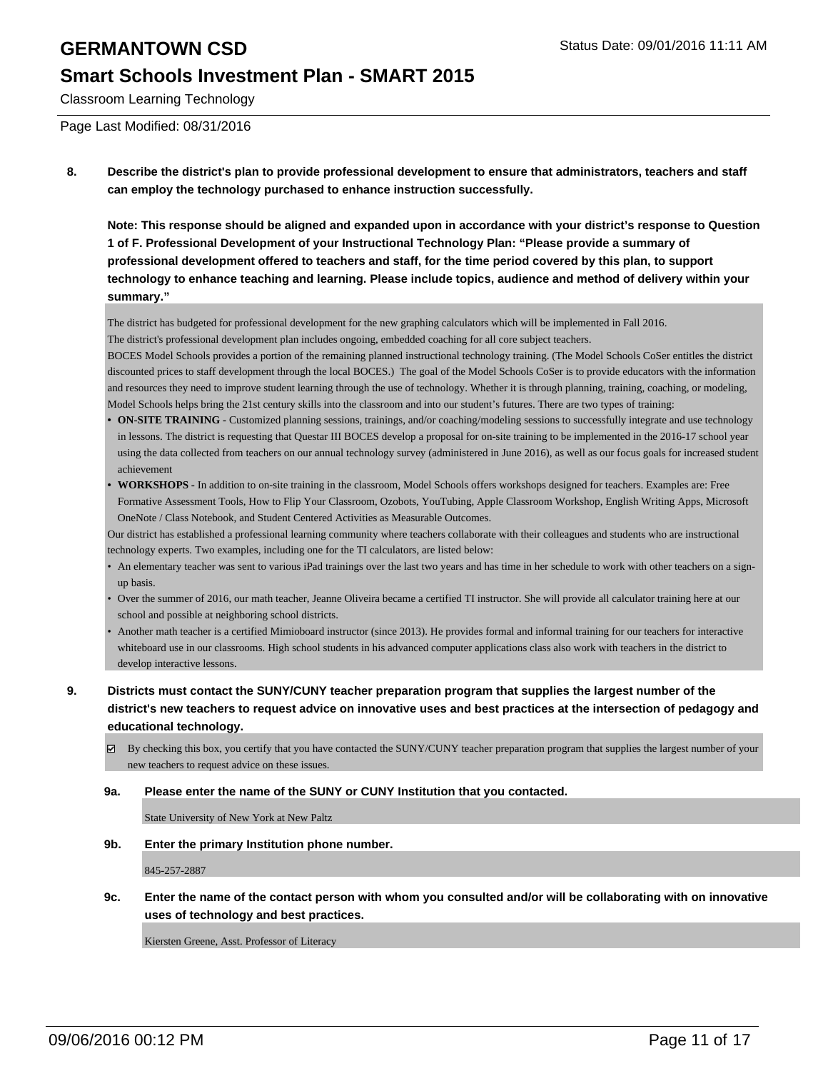# GERMANTOWN CSD

## Smart Schools Investment Plan - SMART 2015

Classroom Learning Technology

Page Last Modified: 08/31/2016

**8. Describe the district's plan to provide professional development to ensure that administrators, teachers and staff can employ the technology purchased to enhance instruction successfully.**

**Note: This response should be aligned and expanded upon in accordance with your district's response to Question 1 of F. Professional Development of your Instructional Technology Plan: "Please provide a summary of professional development offered to teachers and staff, for the time period covered by this plan, to support technology to enhance teaching and learning. Please include topics, audience and method of delivery within your summary."**

The district has budgeted for professional development for the new graphing calculators which will be implemented in Fall 2016.
The district's professional development plan includes ongoing, embedded coaching for all core subject teachers.
BOCES Model Schools provides a portion of the remaining planned instructional technology training. (The Model Schools CoSer entitles the district discounted prices to staff development through the local BOCES.) The goal of the Model Schools CoSer is to provide educators with the information and resources they need to improve student learning through the use of technology. Whether it is through planning, training, coaching, or modeling, Model Schools helps bring the 21st century skills into the classroom and into our student's futures. There are two types of training:

- **ON-SITE TRAINING -** Customized planning sessions, trainings, and/or coaching/modeling sessions to successfully integrate and use technology in lessons. The district is requesting that Questar III BOCES develop a proposal for on-site training to be implemented in the 2016-17 school year using the data collected from teachers on our annual technology survey (administered in June 2016), as well as our focus goals for increased student achievement
- **WORKSHOPS -** In addition to on-site training in the classroom, Model Schools offers workshops designed for teachers. Examples are: Free Formative Assessment Tools, How to Flip Your Classroom, Ozobots, YouTubing, Apple Classroom Workshop, English Writing Apps, Microsoft OneNote / Class Notebook, and Student Centered Activities as Measurable Outcomes.

Our district has established a professional learning community where teachers collaborate with their colleagues and students who are instructional technology experts. Two examples, including one for the TI calculators, are listed below:

- An elementary teacher was sent to various iPad trainings over the last two years and has time in her schedule to work with other teachers on a sign-up basis.
- Over the summer of 2016, our math teacher, Jeanne Oliveira became a certified TI instructor. She will provide all calculator training here at our school and possible at neighboring school districts.
- Another math teacher is a certified Mimioboard instructor (since 2013). He provides formal and informal training for our teachers for interactive whiteboard use in our classrooms. High school students in his advanced computer applications class also work with teachers in the district to develop interactive lessons.

**9. Districts must contact the SUNY/CUNY teacher preparation program that supplies the largest number of the district's new teachers to request advice on innovative uses and best practices at the intersection of pedagogy and educational technology.**

☑ By checking this box, you certify that you have contacted the SUNY/CUNY teacher preparation program that supplies the largest number of your new teachers to request advice on these issues.

**9a. Please enter the name of the SUNY or CUNY Institution that you contacted.**

State University of New York at New Paltz

**9b. Enter the primary Institution phone number.**

845-257-2887

**9c. Enter the name of the contact person with whom you consulted and/or will be collaborating with on innovative uses of technology and best practices.**

Kiersten Greene, Asst. Professor of Literacy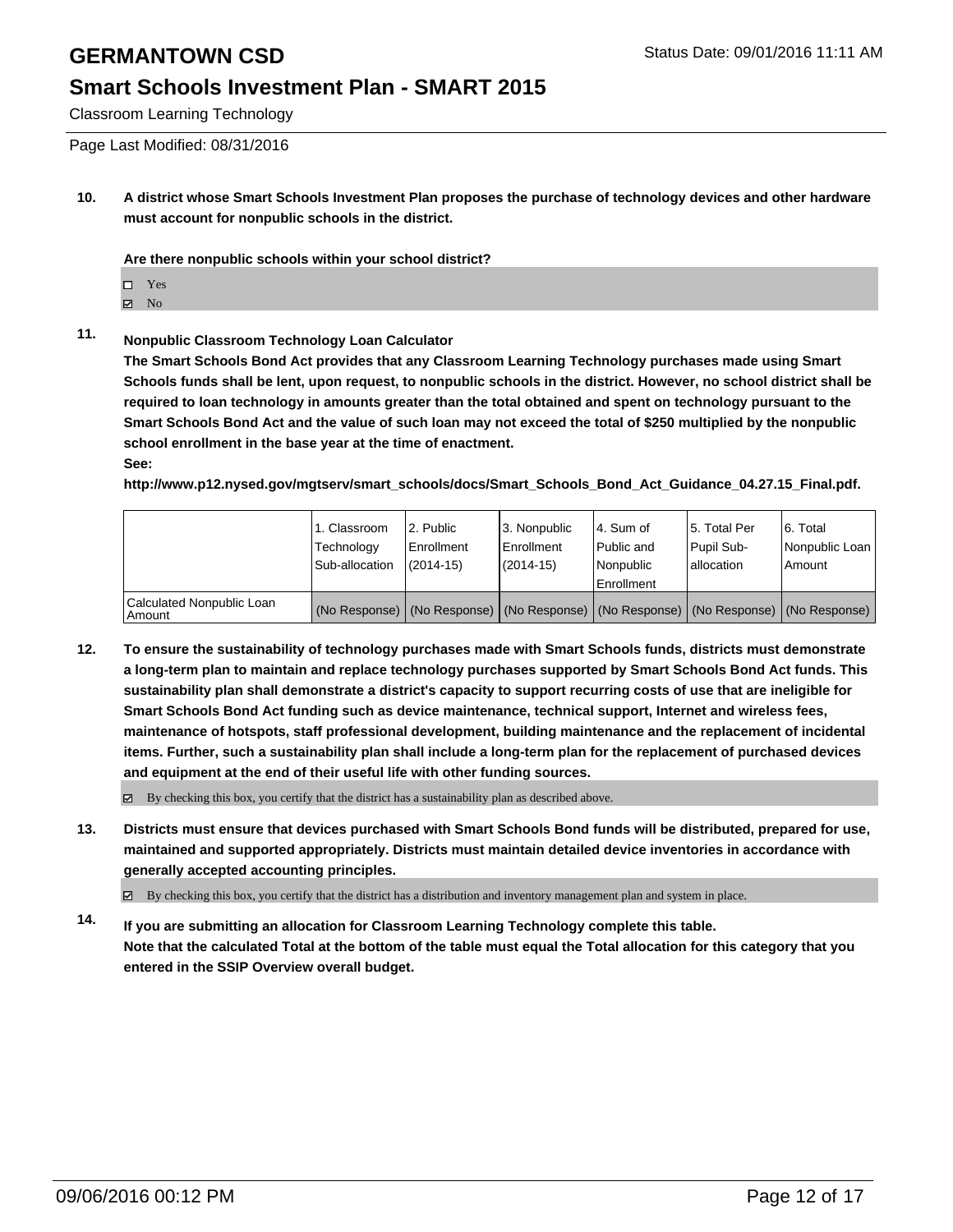**10.** **A district whose Smart Schools Investment Plan proposes the purchase of technology devices and other hardware must account for nonpublic schools in the district.**

**Are there nonpublic schools within your school district?**

- ☐ Yes
- ☑ No

**11.** **Nonpublic Classroom Technology Loan Calculator**

**The Smart Schools Bond Act provides that any Classroom Learning Technology purchases made using Smart Schools funds shall be lent, upon request, to nonpublic schools in the district. However, no school district shall be required to loan technology in amounts greater than the total obtained and spent on technology pursuant to the Smart Schools Bond Act and the value of such loan may not exceed the total of $250 multiplied by the nonpublic school enrollment in the base year at the time of enactment.**

**See:**

**http://www.p12.nysed.gov/mgtserv/smart_schools/docs/Smart_Schools_Bond_Act_Guidance_04.27.15_Final.pdf.**

| | 1. Classroom Technology Sub-allocation | 2. Public Enrollment (2014-15) | 3. Nonpublic Enrollment (2014-15) | 4. Sum of Public and Nonpublic Enrollment | 5. Total Per Pupil Sub-allocation | 6. Total Nonpublic Loan Amount |
|---|---|---|---|---|---|---|
| Calculated Nonpublic Loan Amount | (No Response) | (No Response) | (No Response) | (No Response) | (No Response) | (No Response) |

**12.** **To ensure the sustainability of technology purchases made with Smart Schools funds, districts must demonstrate a long-term plan to maintain and replace technology purchases supported by Smart Schools Bond Act funds. This sustainability plan shall demonstrate a district's capacity to support recurring costs of use that are ineligible for Smart Schools Bond Act funding such as device maintenance, technical support, Internet and wireless fees, maintenance of hotspots, staff professional development, building maintenance and the replacement of incidental items. Further, such a sustainability plan shall include a long-term plan for the replacement of purchased devices and equipment at the end of their useful life with other funding sources.**

- ☑ By checking this box, you certify that the district has a sustainability plan as described above.

**13.** **Districts must ensure that devices purchased with Smart Schools Bond funds will be distributed, prepared for use, maintained and supported appropriately. Districts must maintain detailed device inventories in accordance with generally accepted accounting principles.**

- ☑ By checking this box, you certify that the district has a distribution and inventory management plan and system in place.

**14.** **If you are submitting an allocation for Classroom Learning Technology complete this table. Note that the calculated Total at the bottom of the table must equal the Total allocation for this category that you entered in the SSIP Overview overall budget.**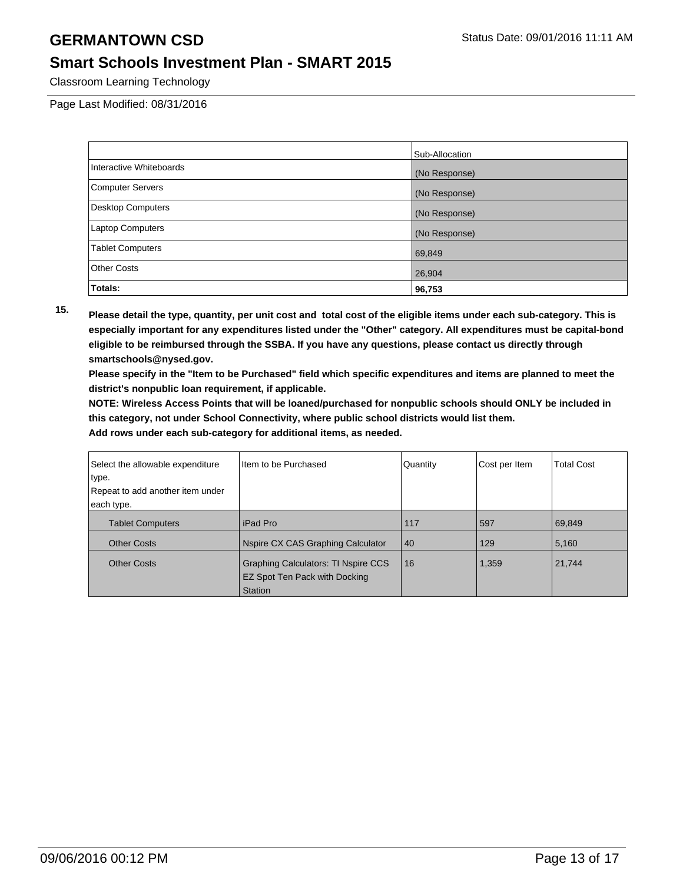| | Sub-Allocation |
|---|---|
| Interactive Whiteboards | (No Response) |
| Computer Servers | (No Response) |
| Desktop Computers | (No Response) |
| Laptop Computers | (No Response) |
| Tablet Computers | 69,849 |
| Other Costs | 26,904 |
| **Totals:** | **96,753** |

**15. Please detail the type, quantity, per unit cost and total cost of the eligible items under each sub-category. This is especially important for any expenditures listed under the "Other" category. All expenditures must be capital-bond eligible to be reimbursed through the SSBA. If you have any questions, please contact us directly through smartschools@nysed.gov.**

**Please specify in the "Item to be Purchased" field which specific expenditures and items are planned to meet the district's nonpublic loan requirement, if applicable.**

**NOTE: Wireless Access Points that will be loaned/purchased for nonpublic schools should ONLY be included in this category, not under School Connectivity, where public school districts would list them.**

**Add rows under each sub-category for additional items, as needed.**

| Select the allowable expenditure type. Repeat to add another item under each type. | Item to be Purchased | Quantity | Cost per Item | Total Cost |
|---|---|---|---|---|
| Tablet Computers | iPad Pro | 117 | 597 | 69,849 |
| Other Costs | Nspire CX CAS Graphing Calculator | 40 | 129 | 5,160 |
| Other Costs | Graphing Calculators: TI Nspire CCS EZ Spot Ten Pack with Docking Station | 16 | 1,359 | 21,744 |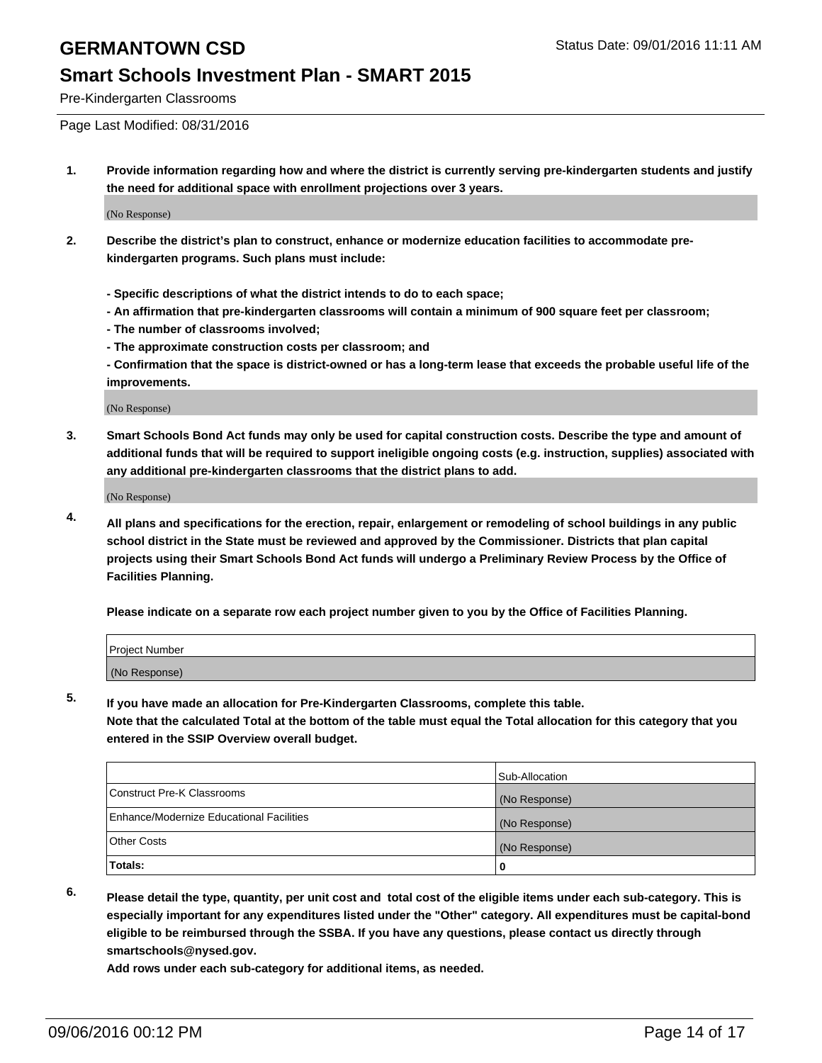# GERMANTOWN CSD

## Smart Schools Investment Plan - SMART 2015

Pre-Kindergarten Classrooms

Status Date: 09/01/2016 11:11 AM

Page Last Modified: 08/31/2016

**1. Provide information regarding how and where the district is currently serving pre-kindergarten students and justify the need for additional space with enrollment projections over 3 years.**

(No Response)

**2. Describe the district's plan to construct, enhance or modernize education facilities to accommodate pre-kindergarten programs. Such plans must include:**

**- Specific descriptions of what the district intends to do to each space;**
**- An affirmation that pre-kindergarten classrooms will contain a minimum of 900 square feet per classroom;**
**- The number of classrooms involved;**
**- The approximate construction costs per classroom; and**
**- Confirmation that the space is district-owned or has a long-term lease that exceeds the probable useful life of the improvements.**

(No Response)

**3. Smart Schools Bond Act funds may only be used for capital construction costs. Describe the type and amount of additional funds that will be required to support ineligible ongoing costs (e.g. instruction, supplies) associated with any additional pre-kindergarten classrooms that the district plans to add.**

(No Response)

**4. All plans and specifications for the erection, repair, enlargement or remodeling of school buildings in any public school district in the State must be reviewed and approved by the Commissioner. Districts that plan capital projects using their Smart Schools Bond Act funds will undergo a Preliminary Review Process by the Office of Facilities Planning.**

**Please indicate on a separate row each project number given to you by the Office of Facilities Planning.**

| Project Number |
|---|
| (No Response) |

**5. If you have made an allocation for Pre-Kindergarten Classrooms, complete this table.**
**Note that the calculated Total at the bottom of the table must equal the Total allocation for this category that you entered in the SSIP Overview overall budget.**

| | Sub-Allocation |
|---|---|
| Construct Pre-K Classrooms | (No Response) |
| Enhance/Modernize Educational Facilities | (No Response) |
| Other Costs | (No Response) |
| **Totals:** | **0** |

**6. Please detail the type, quantity, per unit cost and total cost of the eligible items under each sub-category. This is especially important for any expenditures listed under the "Other" category. All expenditures must be capital-bond eligible to be reimbursed through the SSBA. If you have any questions, please contact us directly through smartschools@nysed.gov.**
**Add rows under each sub-category for additional items, as needed.**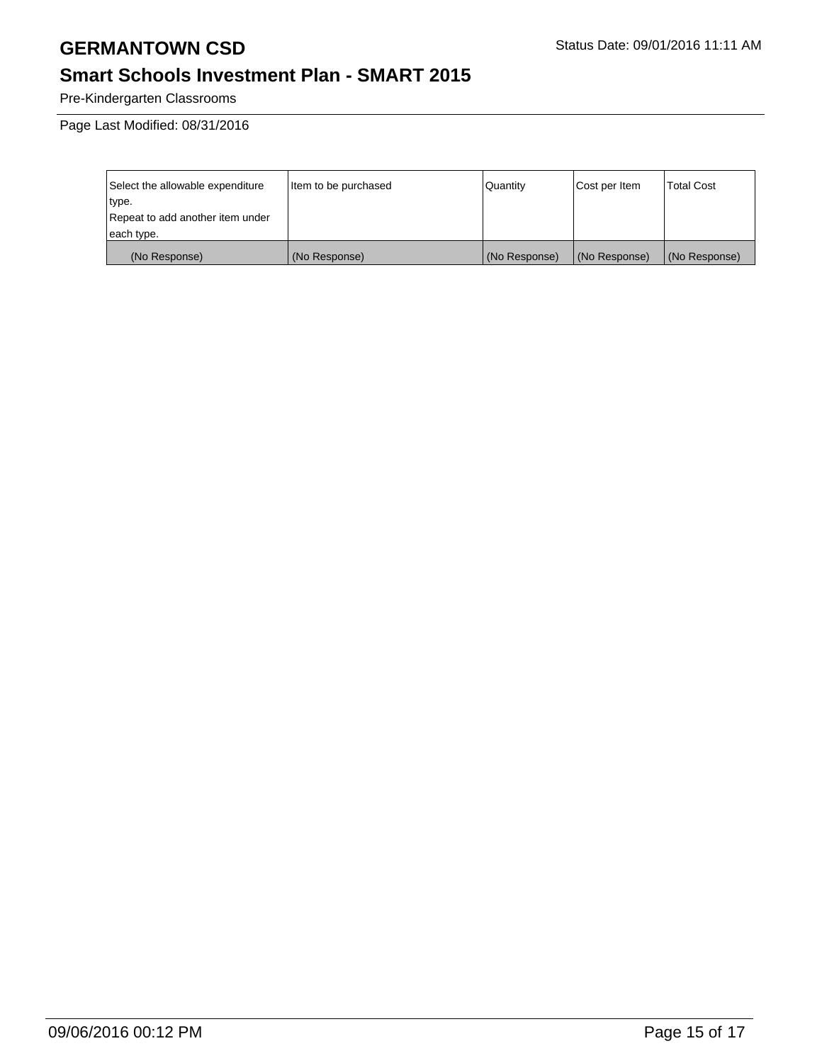Pre-Kindergarten Classrooms

Page Last Modified: 08/31/2016

| Select the allowable expenditure type.<br>Repeat to add another item under each type. | Item to be purchased | Quantity | Cost per Item | Total Cost |
|---|---|---|---|---|
| (No Response) | (No Response) | (No Response) | (No Response) | (No Response) |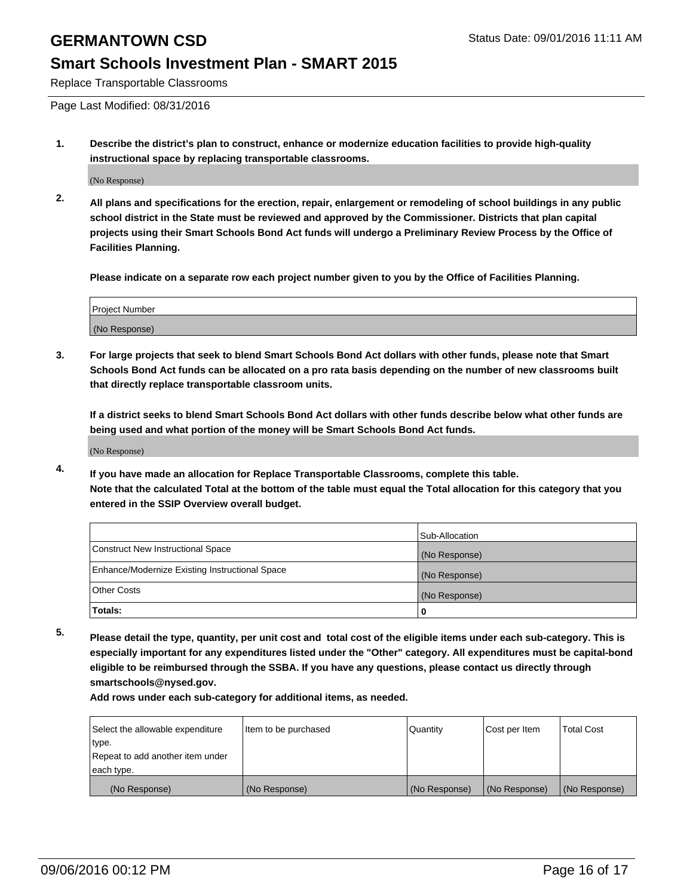# GERMANTOWN CSD

Status Date: 09/01/2016 11:11 AM

## Smart Schools Investment Plan - SMART 2015

Replace Transportable Classrooms

Page Last Modified: 08/31/2016

1. **Describe the district's plan to construct, enhance or modernize education facilities to provide high-quality instructional space by replacing transportable classrooms.**

   (No Response)

2. **All plans and specifications for the erection, repair, enlargement or remodeling of school buildings in any public school district in the State must be reviewed and approved by the Commissioner. Districts that plan capital projects using their Smart Schools Bond Act funds will undergo a Preliminary Review Process by the Office of Facilities Planning.**

   **Please indicate on a separate row each project number given to you by the Office of Facilities Planning.**

| Project Number |
|---|
| (No Response) |

3. **For large projects that seek to blend Smart Schools Bond Act dollars with other funds, please note that Smart Schools Bond Act funds can be allocated on a pro rata basis depending on the number of new classrooms built that directly replace transportable classroom units.**

   **If a district seeks to blend Smart Schools Bond Act dollars with other funds describe below what other funds are being used and what portion of the money will be Smart Schools Bond Act funds.**

   (No Response)

4. **If you have made an allocation for Replace Transportable Classrooms, complete this table. Note that the calculated Total at the bottom of the table must equal the Total allocation for this category that you entered in the SSIP Overview overall budget.**

| | Sub-Allocation |
|---|---|
| Construct New Instructional Space | (No Response) |
| Enhance/Modernize Existing Instructional Space | (No Response) |
| Other Costs | (No Response) |
| **Totals:** | **0** |

5. **Please detail the type, quantity, per unit cost and total cost of the eligible items under each sub-category. This is especially important for any expenditures listed under the "Other" category. All expenditures must be capital-bond eligible to be reimbursed through the SSBA. If you have any questions, please contact us directly through smartschools@nysed.gov.**

   **Add rows under each sub-category for additional items, as needed.**

| Select the allowable expenditure type. Repeat to add another item under each type. | Item to be purchased | Quantity | Cost per Item | Total Cost |
|---|---|---|---|---|
| (No Response) | (No Response) | (No Response) | (No Response) | (No Response) |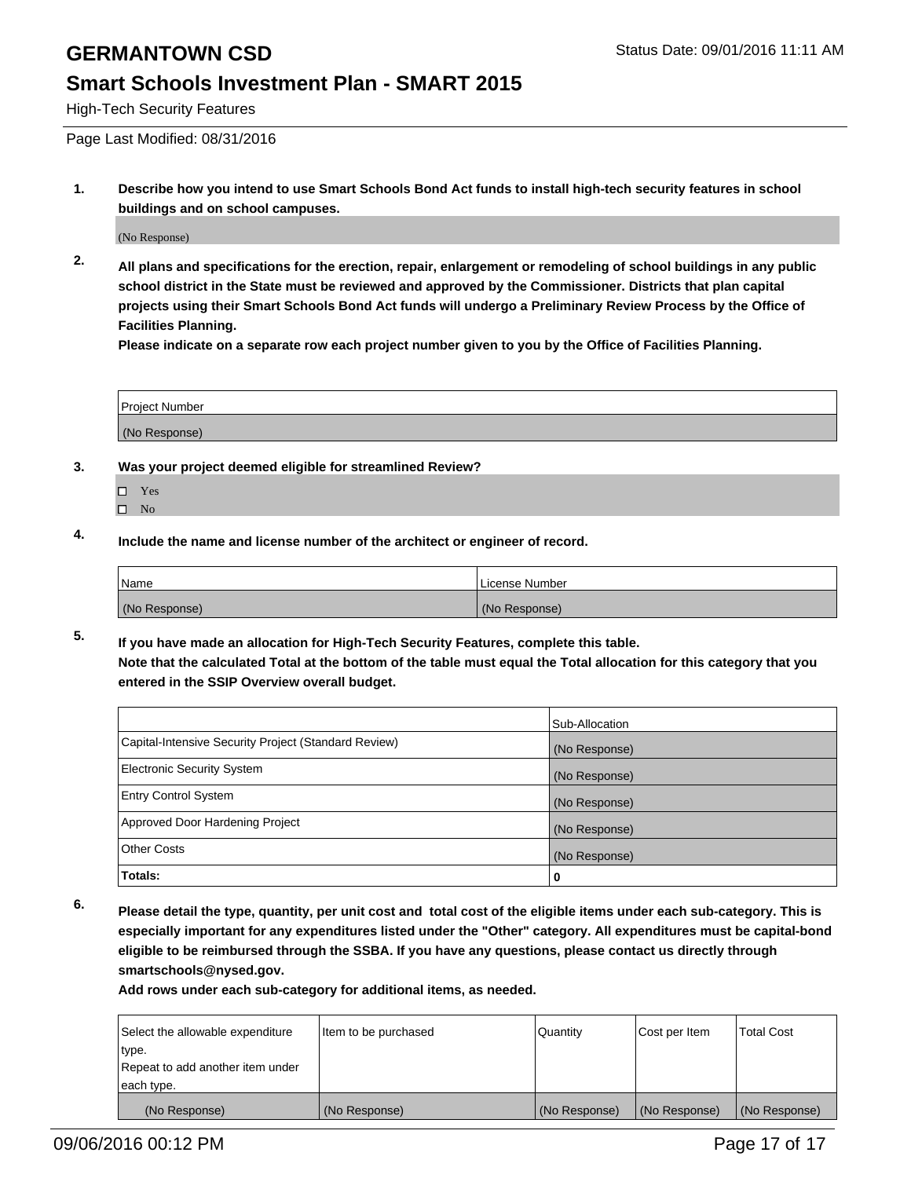# GERMANTOWN CSD

## Smart Schools Investment Plan - SMART 2015

High-Tech Security Features

Page Last Modified: 08/31/2016

**1. Describe how you intend to use Smart Schools Bond Act funds to install high-tech security features in school buildings and on school campuses.**

(No Response)

**2. All plans and specifications for the erection, repair, enlargement or remodeling of school buildings in any public school district in the State must be reviewed and approved by the Commissioner. Districts that plan capital projects using their Smart Schools Bond Act funds will undergo a Preliminary Review Process by the Office of Facilities Planning.**

**Please indicate on a separate row each project number given to you by the Office of Facilities Planning.**

| Project Number |
| --- |
| (No Response) |

**3. Was your project deemed eligible for streamlined Review?**

- ☐ Yes
- ☐ No

**4. Include the name and license number of the architect or engineer of record.**

| Name | License Number |
| --- | --- |
| (No Response) | (No Response) |

**5. If you have made an allocation for High-Tech Security Features, complete this table.**

**Note that the calculated Total at the bottom of the table must equal the Total allocation for this category that you entered in the SSIP Overview overall budget.**

| | Sub-Allocation |
| --- | --- |
| Capital-Intensive Security Project (Standard Review) | (No Response) |
| Electronic Security System | (No Response) |
| Entry Control System | (No Response) |
| Approved Door Hardening Project | (No Response) |
| Other Costs | (No Response) |
| **Totals:** | **0** |

**6. Please detail the type, quantity, per unit cost and total cost of the eligible items under each sub-category. This is especially important for any expenditures listed under the "Other" category. All expenditures must be capital-bond eligible to be reimbursed through the SSBA. If you have any questions, please contact us directly through smartschools@nysed.gov.**

**Add rows under each sub-category for additional items, as needed.**

| Select the allowable expenditure type. Repeat to add another item under each type. | Item to be purchased | Quantity | Cost per Item | Total Cost |
| --- | --- | --- | --- | --- |
| (No Response) | (No Response) | (No Response) | (No Response) | (No Response) |